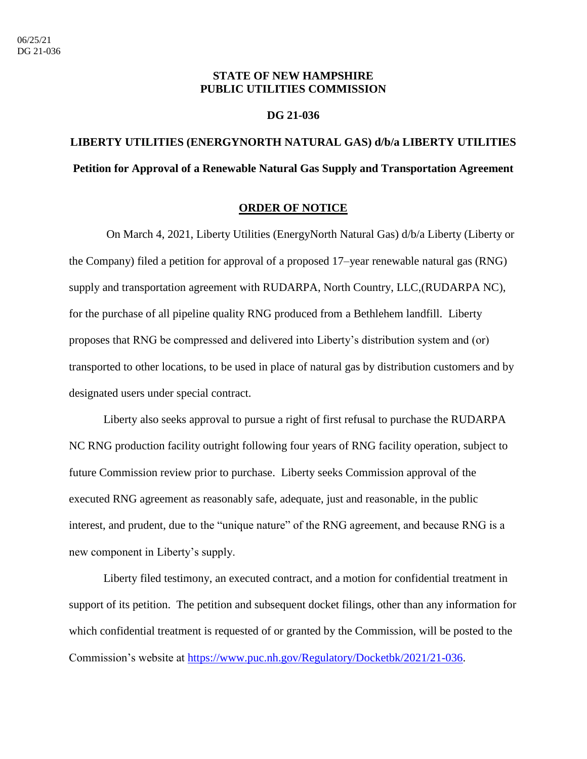06/25/21
DG 21-036

**STATE OF NEW HAMPSHIRE**
**PUBLIC UTILITIES COMMISSION**

**DG 21-036**

**LIBERTY UTILITIES (ENERGYNORTH NATURAL GAS) d/b/a LIBERTY UTILITIES**

**Petition for Approval of a Renewable Natural Gas Supply and Transportation Agreement**

**ORDER OF NOTICE**

On March 4, 2021, Liberty Utilities (EnergyNorth Natural Gas) d/b/a Liberty (Liberty or the Company) filed a petition for approval of a proposed 17–year renewable natural gas (RNG) supply and transportation agreement with RUDARPA, North Country, LLC,(RUDARPA NC), for the purchase of all pipeline quality RNG produced from a Bethlehem landfill. Liberty proposes that RNG be compressed and delivered into Liberty's distribution system and (or) transported to other locations, to be used in place of natural gas by distribution customers and by designated users under special contract.

Liberty also seeks approval to pursue a right of first refusal to purchase the RUDARPA NC RNG production facility outright following four years of RNG facility operation, subject to future Commission review prior to purchase. Liberty seeks Commission approval of the executed RNG agreement as reasonably safe, adequate, just and reasonable, in the public interest, and prudent, due to the "unique nature" of the RNG agreement, and because RNG is a new component in Liberty's supply.

Liberty filed testimony, an executed contract, and a motion for confidential treatment in support of its petition. The petition and subsequent docket filings, other than any information for which confidential treatment is requested of or granted by the Commission, will be posted to the Commission's website at [https://www.puc.nh.gov/Regulatory/Docketbk/2021/21-036](https://www.puc.nh.gov/Regulatory/Docketbk/2021/21-036).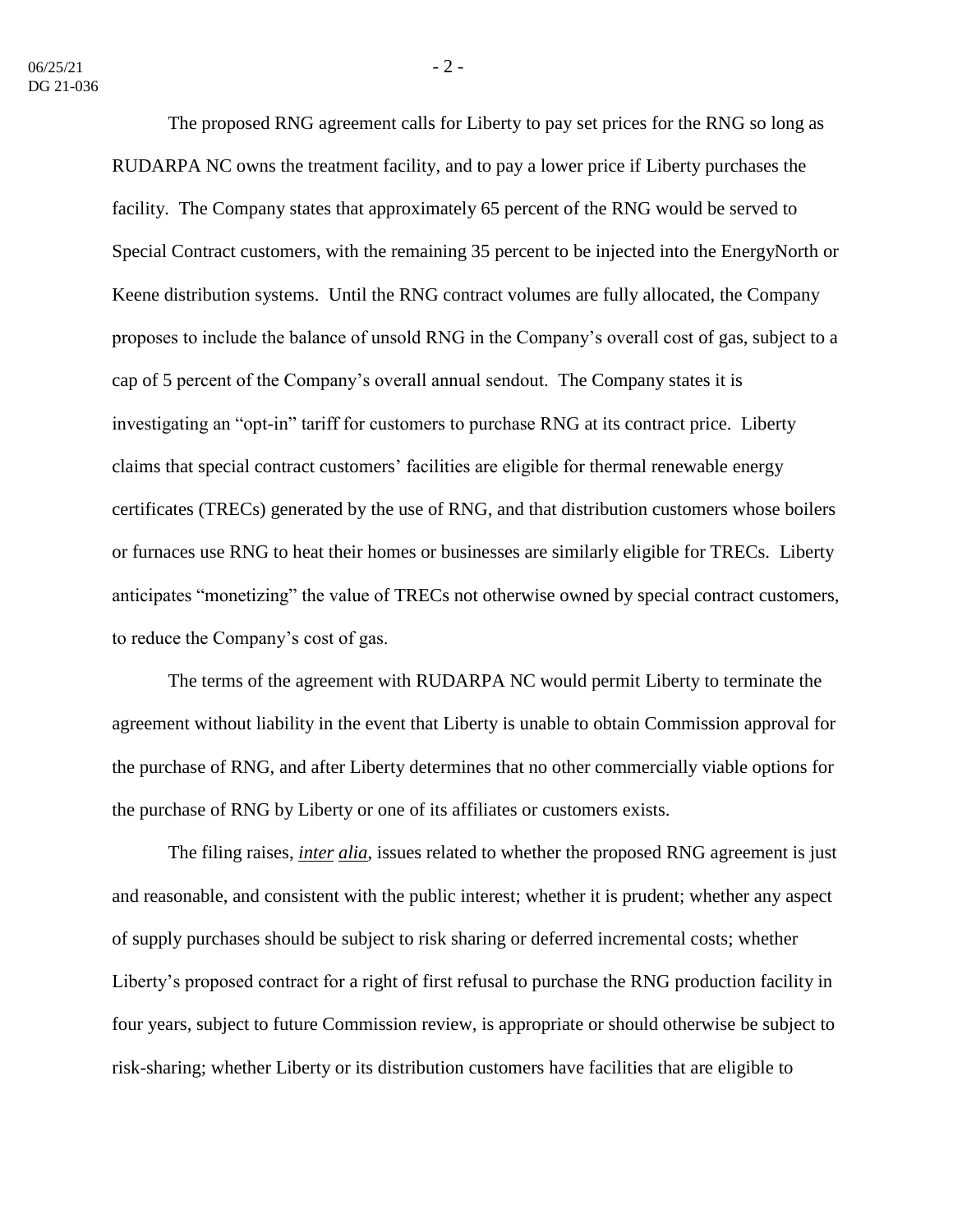The proposed RNG agreement calls for Liberty to pay set prices for the RNG so long as RUDARPA NC owns the treatment facility, and to pay a lower price if Liberty purchases the facility. The Company states that approximately 65 percent of the RNG would be served to Special Contract customers, with the remaining 35 percent to be injected into the EnergyNorth or Keene distribution systems. Until the RNG contract volumes are fully allocated, the Company proposes to include the balance of unsold RNG in the Company's overall cost of gas, subject to a cap of 5 percent of the Company's overall annual sendout. The Company states it is investigating an "opt-in" tariff for customers to purchase RNG at its contract price. Liberty claims that special contract customers' facilities are eligible for thermal renewable energy certificates (TRECs) generated by the use of RNG, and that distribution customers whose boilers or furnaces use RNG to heat their homes or businesses are similarly eligible for TRECs. Liberty anticipates "monetizing" the value of TRECs not otherwise owned by special contract customers, to reduce the Company's cost of gas.

The terms of the agreement with RUDARPA NC would permit Liberty to terminate the agreement without liability in the event that Liberty is unable to obtain Commission approval for the purchase of RNG, and after Liberty determines that no other commercially viable options for the purchase of RNG by Liberty or one of its affiliates or customers exists.

The filing raises, *inter alia*, issues related to whether the proposed RNG agreement is just and reasonable, and consistent with the public interest; whether it is prudent; whether any aspect of supply purchases should be subject to risk sharing or deferred incremental costs; whether Liberty's proposed contract for a right of first refusal to purchase the RNG production facility in four years, subject to future Commission review, is appropriate or should otherwise be subject to risk-sharing; whether Liberty or its distribution customers have facilities that are eligible to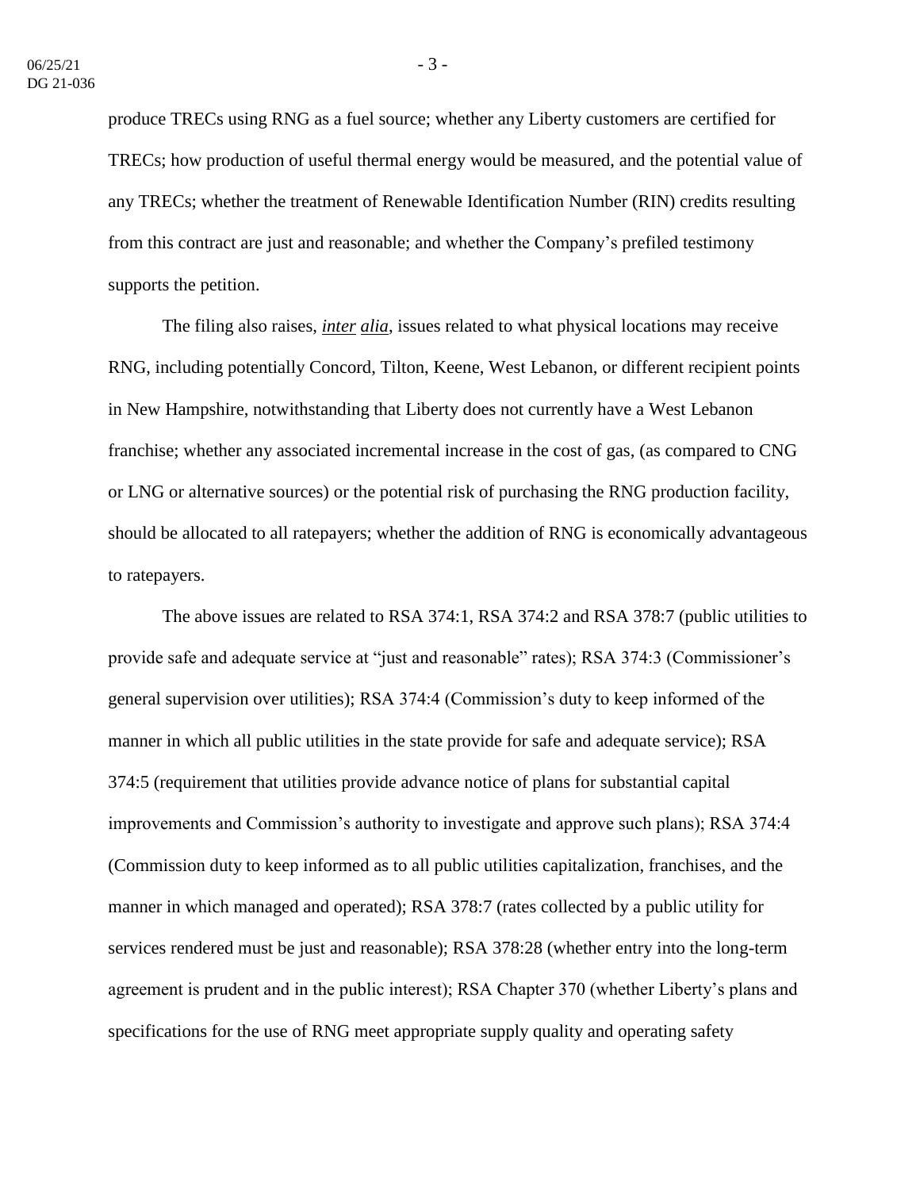produce TRECs using RNG as a fuel source; whether any Liberty customers are certified for TRECs; how production of useful thermal energy would be measured, and the potential value of any TRECs; whether the treatment of Renewable Identification Number (RIN) credits resulting from this contract are just and reasonable; and whether the Company's prefiled testimony supports the petition.

The filing also raises, *inter alia*, issues related to what physical locations may receive RNG, including potentially Concord, Tilton, Keene, West Lebanon, or different recipient points in New Hampshire, notwithstanding that Liberty does not currently have a West Lebanon franchise; whether any associated incremental increase in the cost of gas, (as compared to CNG or LNG or alternative sources) or the potential risk of purchasing the RNG production facility, should be allocated to all ratepayers; whether the addition of RNG is economically advantageous to ratepayers.

The above issues are related to RSA 374:1, RSA 374:2 and RSA 378:7 (public utilities to provide safe and adequate service at "just and reasonable" rates); RSA 374:3 (Commissioner's general supervision over utilities); RSA 374:4 (Commission's duty to keep informed of the manner in which all public utilities in the state provide for safe and adequate service); RSA 374:5 (requirement that utilities provide advance notice of plans for substantial capital improvements and Commission's authority to investigate and approve such plans); RSA 374:4 (Commission duty to keep informed as to all public utilities capitalization, franchises, and the manner in which managed and operated); RSA 378:7 (rates collected by a public utility for services rendered must be just and reasonable); RSA 378:28 (whether entry into the long-term agreement is prudent and in the public interest); RSA Chapter 370 (whether Liberty's plans and specifications for the use of RNG meet appropriate supply quality and operating safety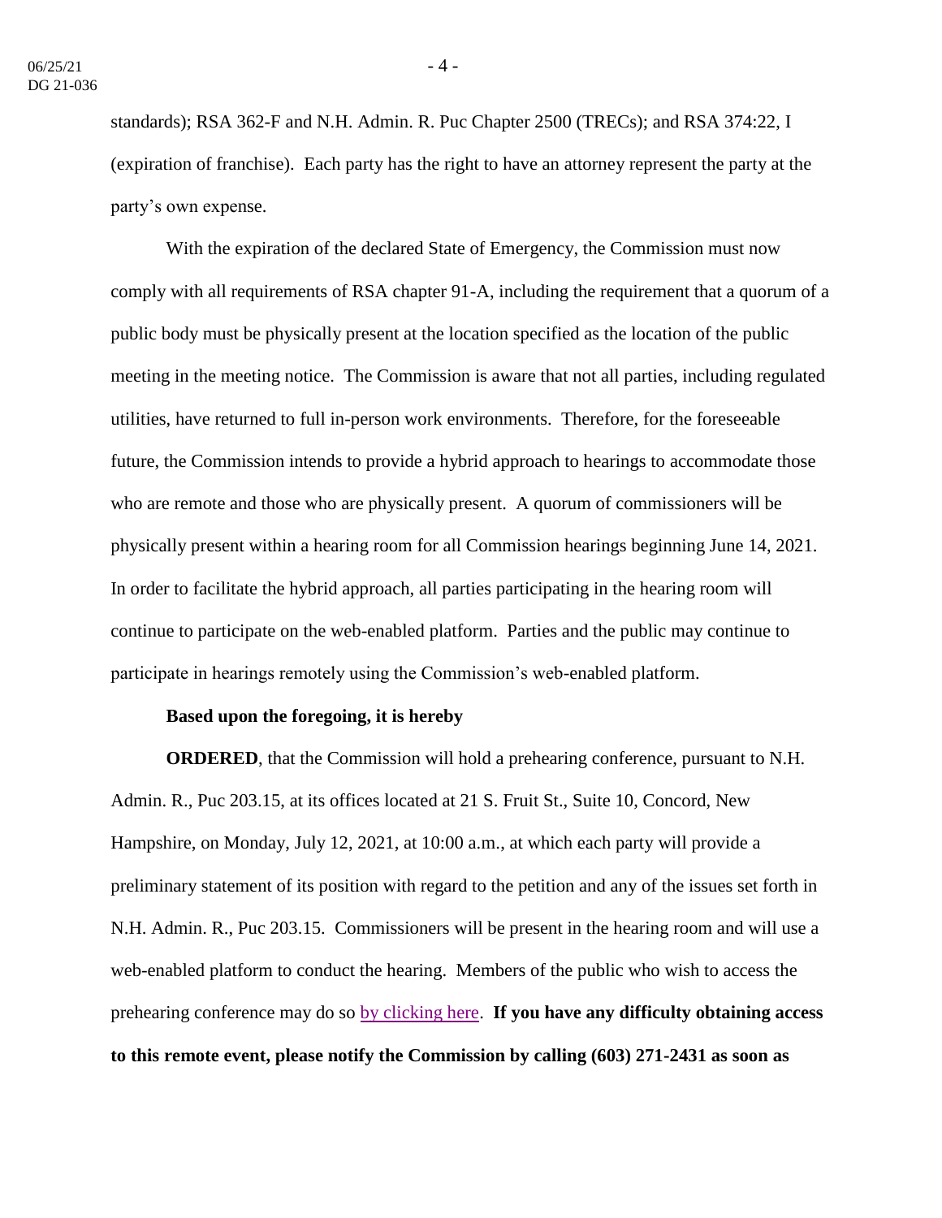standards); RSA 362-F and N.H. Admin. R. Puc Chapter 2500 (TRECs); and RSA 374:22, I (expiration of franchise). Each party has the right to have an attorney represent the party at the party's own expense.

With the expiration of the declared State of Emergency, the Commission must now comply with all requirements of RSA chapter 91-A, including the requirement that a quorum of a public body must be physically present at the location specified as the location of the public meeting in the meeting notice. The Commission is aware that not all parties, including regulated utilities, have returned to full in-person work environments. Therefore, for the foreseeable future, the Commission intends to provide a hybrid approach to hearings to accommodate those who are remote and those who are physically present. A quorum of commissioners will be physically present within a hearing room for all Commission hearings beginning June 14, 2021. In order to facilitate the hybrid approach, all parties participating in the hearing room will continue to participate on the web-enabled platform. Parties and the public may continue to participate in hearings remotely using the Commission's web-enabled platform.

**Based upon the foregoing, it is hereby**

**ORDERED**, that the Commission will hold a prehearing conference, pursuant to N.H. Admin. R., Puc 203.15, at its offices located at 21 S. Fruit St., Suite 10, Concord, New Hampshire, on Monday, July 12, 2021, at 10:00 a.m., at which each party will provide a preliminary statement of its position with regard to the petition and any of the issues set forth in N.H. Admin. R., Puc 203.15. Commissioners will be present in the hearing room and will use a web-enabled platform to conduct the hearing. Members of the public who wish to access the prehearing conference may do so by clicking here. **If you have any difficulty obtaining access to this remote event, please notify the Commission by calling (603) 271-2431 as soon as**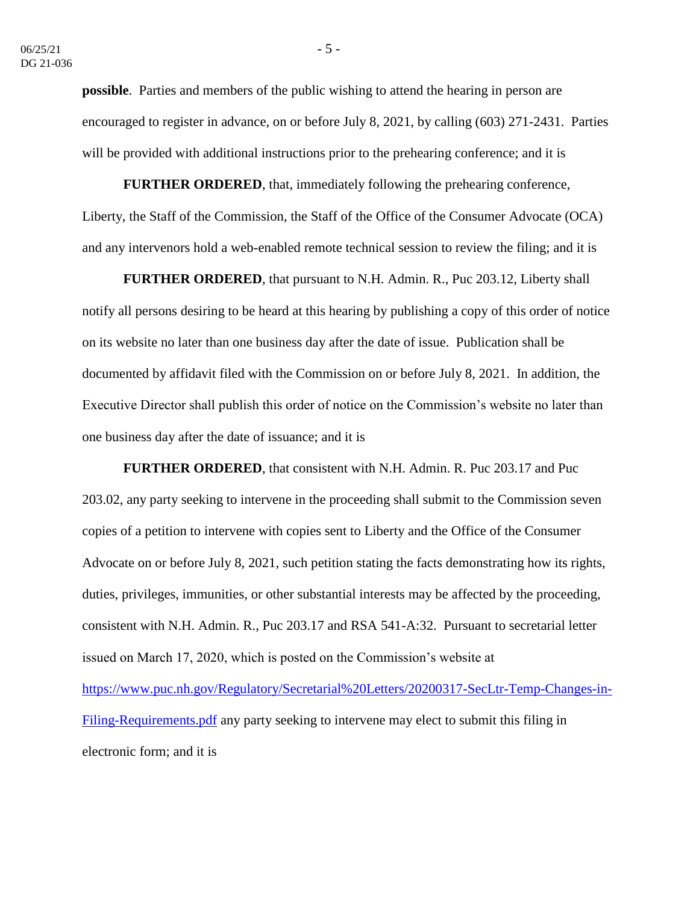**possible**. Parties and members of the public wishing to attend the hearing in person are encouraged to register in advance, on or before July 8, 2021, by calling (603) 271-2431. Parties will be provided with additional instructions prior to the prehearing conference; and it is

**FURTHER ORDERED**, that, immediately following the prehearing conference, Liberty, the Staff of the Commission, the Staff of the Office of the Consumer Advocate (OCA) and any intervenors hold a web-enabled remote technical session to review the filing; and it is

**FURTHER ORDERED**, that pursuant to N.H. Admin. R., Puc 203.12, Liberty shall notify all persons desiring to be heard at this hearing by publishing a copy of this order of notice on its website no later than one business day after the date of issue. Publication shall be documented by affidavit filed with the Commission on or before July 8, 2021. In addition, the Executive Director shall publish this order of notice on the Commission's website no later than one business day after the date of issuance; and it is

**FURTHER ORDERED**, that consistent with N.H. Admin. R. Puc 203.17 and Puc 203.02, any party seeking to intervene in the proceeding shall submit to the Commission seven copies of a petition to intervene with copies sent to Liberty and the Office of the Consumer Advocate on or before July 8, 2021, such petition stating the facts demonstrating how its rights, duties, privileges, immunities, or other substantial interests may be affected by the proceeding, consistent with N.H. Admin. R., Puc 203.17 and RSA 541-A:32. Pursuant to secretarial letter issued on March 17, 2020, which is posted on the Commission's website at [https://www.puc.nh.gov/Regulatory/Secretarial%20Letters/20200317-SecLtr-Temp-Changes-in-Filing-Requirements.pdf](https://www.puc.nh.gov/Regulatory/Secretarial%20Letters/20200317-SecLtr-Temp-Changes-in-Filing-Requirements.pdf) any party seeking to intervene may elect to submit this filing in electronic form; and it is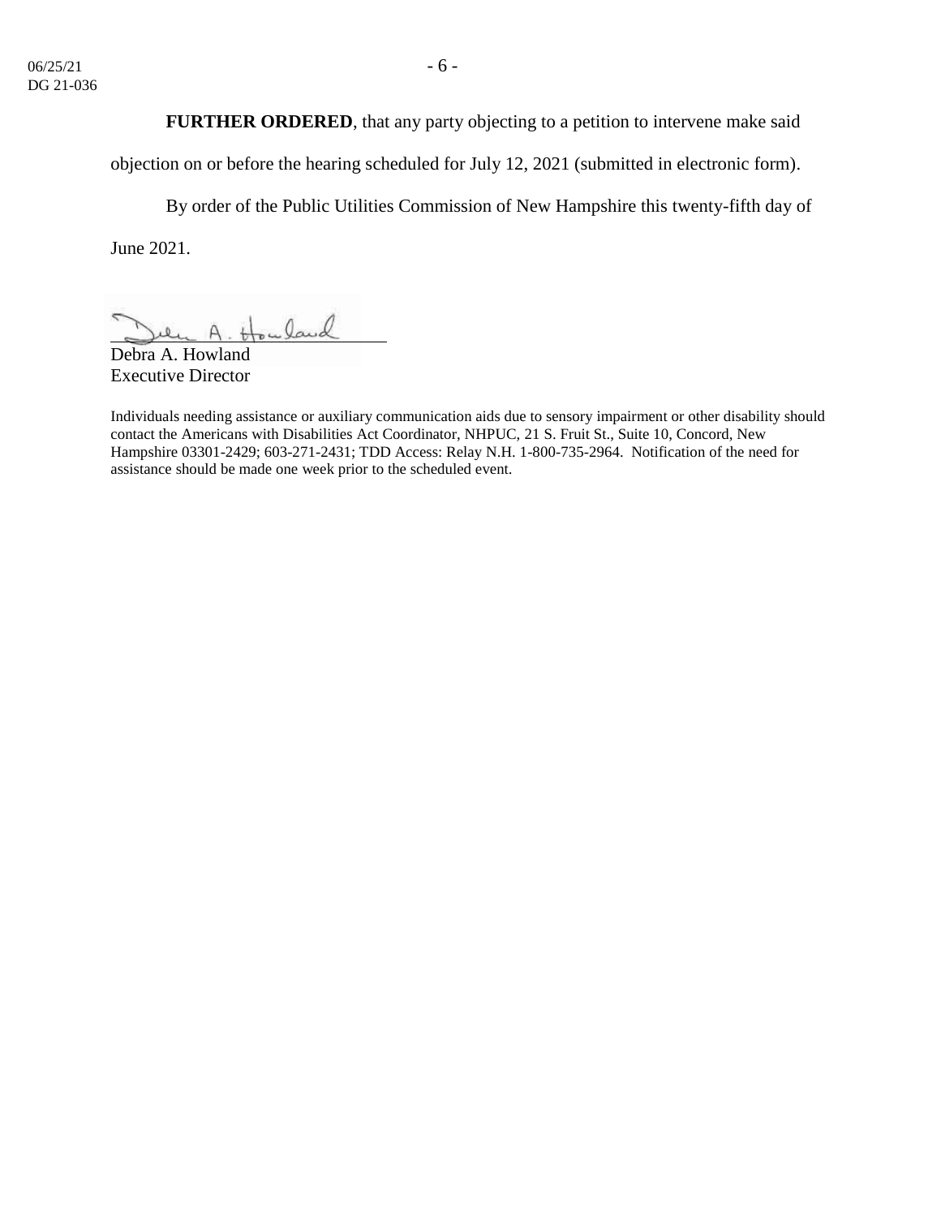**FURTHER ORDERED**, that any party objecting to a petition to intervene make said objection on or before the hearing scheduled for July 12, 2021 (submitted in electronic form).

By order of the Public Utilities Commission of New Hampshire this twenty-fifth day of June 2021.

Debra A. Howland
Executive Director

Individuals needing assistance or auxiliary communication aids due to sensory impairment or other disability should contact the Americans with Disabilities Act Coordinator, NHPUC, 21 S. Fruit St., Suite 10, Concord, New Hampshire 03301-2429; 603-271-2431; TDD Access: Relay N.H. 1-800-735-2964. Notification of the need for assistance should be made one week prior to the scheduled event.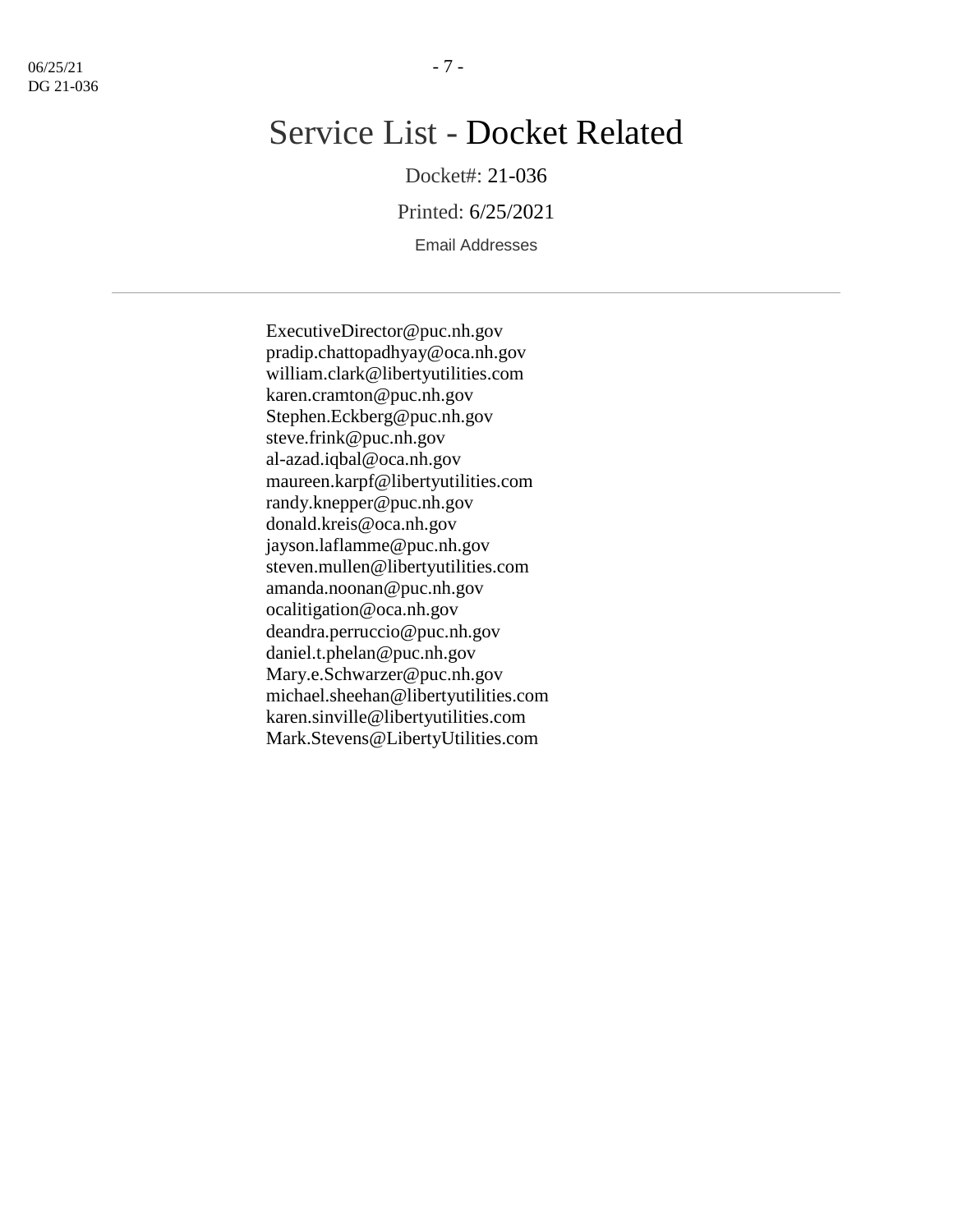# Service List - Docket Related

Docket#: 21-036

Printed: 6/25/2021

Email Addresses

---

ExecutiveDirector@puc.nh.gov
pradip.chattopadhyay@oca.nh.gov
william.clark@libertyutilities.com
karen.cramton@puc.nh.gov
Stephen.Eckberg@puc.nh.gov
steve.frink@puc.nh.gov
al-azad.iqbal@oca.nh.gov
maureen.karpf@libertyutilities.com
randy.knepper@puc.nh.gov
donald.kreis@oca.nh.gov
jayson.laflamme@puc.nh.gov
steven.mullen@libertyutilities.com
amanda.noonan@puc.nh.gov
ocalitigation@oca.nh.gov
deandra.perruccio@puc.nh.gov
daniel.t.phelan@puc.nh.gov
Mary.e.Schwarzer@puc.nh.gov
michael.sheehan@libertyutilities.com
karen.sinville@libertyutilities.com
Mark.Stevens@LibertyUtilities.com